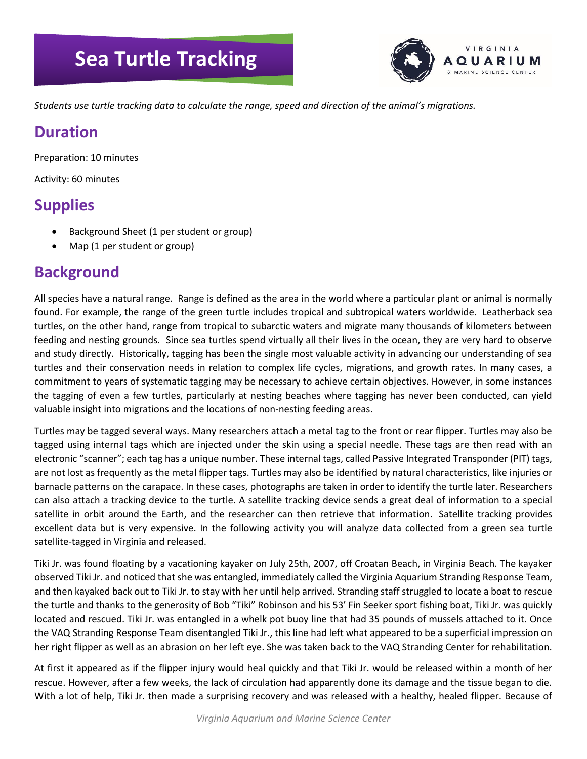# Sea Turtle Tracking

*Students use turtle tracking data to calculate the range, speed and direction of the animal's migrations.*

## Duration

Preparation: 10 minutes

Activity: 60 minutes

## Supplies

- Background Sheet (1 per student or group)
- Map (1 per student or group)

## Background

All species have a natural range. Range is defined as the area in the world where a particular plant or animal is normally found. For example, the range of the green turtle includes tropical and subtropical waters worldwide. Leatherback sea turtles, on the other hand, range from tropical to subarctic waters and migrate many thousands of kilometers between feeding and nesting grounds. Since sea turtles spend virtually all their lives in the ocean, they are very hard to observe and study directly. Historically, tagging has been the single most valuable activity in advancing our understanding of sea turtles and their conservation needs in relation to complex life cycles, migrations, and growth rates. In many cases, a commitment to years of systematic tagging may be necessary to achieve certain objectives. However, in some instances the tagging of even a few turtles, particularly at nesting beaches where tagging has never been conducted, can yield valuable insight into migrations and the locations of non-nesting feeding areas.

Turtles may be tagged several ways. Many researchers attach a metal tag to the front or rear flipper. Turtles may also be tagged using internal tags which are injected under the skin using a special needle. These tags are then read with an electronic "scanner"; each tag has a unique number. These internal tags, called Passive Integrated Transponder (PIT) tags, are not lost as frequently as the metal flipper tags. Turtles may also be identified by natural characteristics, like injuries or barnacle patterns on the carapace. In these cases, photographs are taken in order to identify the turtle later. Researchers can also attach a tracking device to the turtle. A satellite tracking device sends a great deal of information to a special satellite in orbit around the Earth, and the researcher can then retrieve that information. Satellite tracking provides excellent data but is very expensive. In the following activity you will analyze data collected from a green sea turtle satellite-tagged in Virginia and released.

Tiki Jr. was found floating by a vacationing kayaker on July 25th, 2007, off Croatan Beach, in Virginia Beach. The kayaker observed Tiki Jr. and noticed that she was entangled, immediately called the Virginia Aquarium Stranding Response Team, and then kayaked back out to Tiki Jr. to stay with her until help arrived. Stranding staff struggled to locate a boat to rescue the turtle and thanks to the generosity of Bob "Tiki" Robinson and his 53' Fin Seeker sport fishing boat, Tiki Jr. was quickly located and rescued. Tiki Jr. was entangled in a whelk pot buoy line that had 35 pounds of mussels attached to it. Once the VAQ Stranding Response Team disentangled Tiki Jr., this line had left what appeared to be a superficial impression on her right flipper as well as an abrasion on her left eye. She was taken back to the VAQ Stranding Center for rehabilitation.

At first it appeared as if the flipper injury would heal quickly and that Tiki Jr. would be released within a month of her rescue. However, after a few weeks, the lack of circulation had apparently done its damage and the tissue began to die. With a lot of help, Tiki Jr. then made a surprising recovery and was released with a healthy, healed flipper. Because of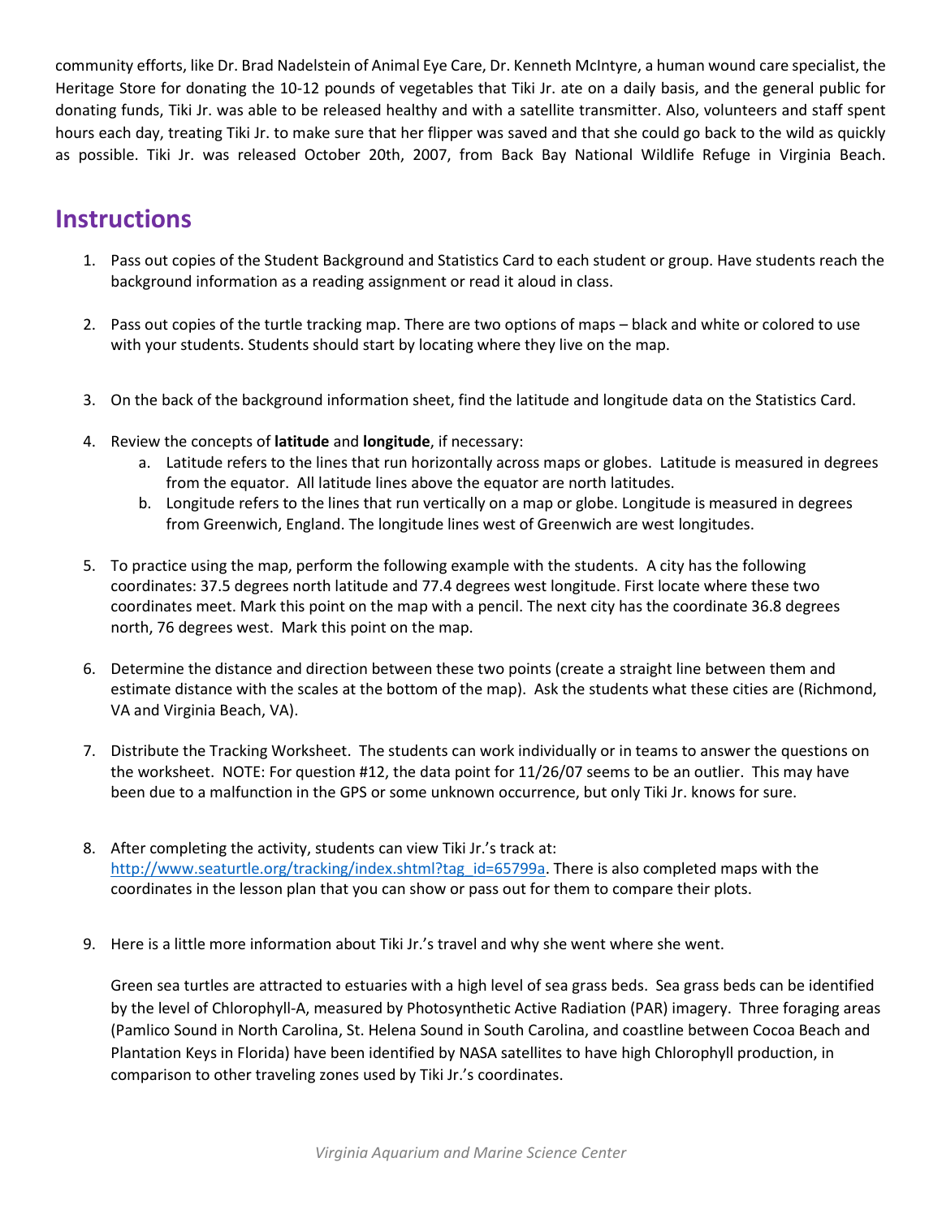community efforts, like Dr. Brad Nadelstein of Animal Eye Care, Dr. Kenneth McIntyre, a human wound care specialist, the Heritage Store for donating the 10-12 pounds of vegetables that Tiki Jr. ate on a daily basis, and the general public for donating funds, Tiki Jr. was able to be released healthy and with a satellite transmitter. Also, volunteers and staff spent hours each day, treating Tiki Jr. to make sure that her flipper was saved and that she could go back to the wild as quickly as possible. Tiki Jr. was released October 20th, 2007, from Back Bay National Wildlife Refuge in Virginia Beach.

## Instructions

1. Pass out copies of the Student Background and Statistics Card to each student or group. Have students reach the background information as a reading assignment or read it aloud in class.

2. Pass out copies of the turtle tracking map. There are two options of maps – black and white or colored to use with your students. Students should start by locating where they live on the map.

3. On the back of the background information sheet, find the latitude and longitude data on the Statistics Card.

4. Review the concepts of **latitude** and **longitude**, if necessary:
   a. Latitude refers to the lines that run horizontally across maps or globes. Latitude is measured in degrees from the equator. All latitude lines above the equator are north latitudes.
   b. Longitude refers to the lines that run vertically on a map or globe. Longitude is measured in degrees from Greenwich, England. The longitude lines west of Greenwich are west longitudes.

5. To practice using the map, perform the following example with the students. A city has the following coordinates: 37.5 degrees north latitude and 77.4 degrees west longitude. First locate where these two coordinates meet. Mark this point on the map with a pencil. The next city has the coordinate 36.8 degrees north, 76 degrees west. Mark this point on the map.

6. Determine the distance and direction between these two points (create a straight line between them and estimate distance with the scales at the bottom of the map). Ask the students what these cities are (Richmond, VA and Virginia Beach, VA).

7. Distribute the Tracking Worksheet. The students can work individually or in teams to answer the questions on the worksheet. NOTE: For question #12, the data point for 11/26/07 seems to be an outlier. This may have been due to a malfunction in the GPS or some unknown occurrence, but only Tiki Jr. knows for sure.

8. After completing the activity, students can view Tiki Jr.'s track at: [http://www.seaturtle.org/tracking/index.shtml?tag_id=65799a](http://www.seaturtle.org/tracking/index.shtml?tag_id=65799a). There is also completed maps with the coordinates in the lesson plan that you can show or pass out for them to compare their plots.

9. Here is a little more information about Tiki Jr.'s travel and why she went where she went.

   Green sea turtles are attracted to estuaries with a high level of sea grass beds. Sea grass beds can be identified by the level of Chlorophyll-A, measured by Photosynthetic Active Radiation (PAR) imagery. Three foraging areas (Pamlico Sound in North Carolina, St. Helena Sound in South Carolina, and coastline between Cocoa Beach and Plantation Keys in Florida) have been identified by NASA satellites to have high Chlorophyll production, in comparison to other traveling zones used by Tiki Jr.'s coordinates.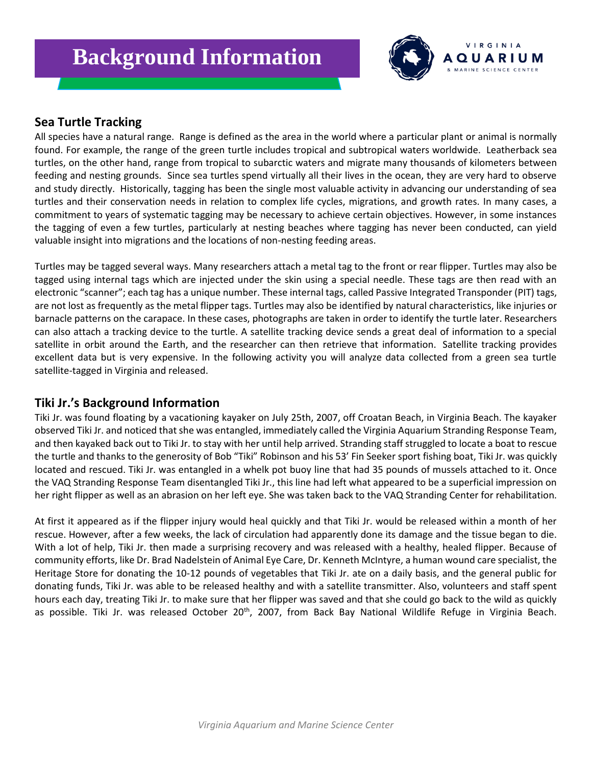# Background Information

## Sea Turtle Tracking

All species have a natural range. Range is defined as the area in the world where a particular plant or animal is normally found. For example, the range of the green turtle includes tropical and subtropical waters worldwide. Leatherback sea turtles, on the other hand, range from tropical to subarctic waters and migrate many thousands of kilometers between feeding and nesting grounds. Since sea turtles spend virtually all their lives in the ocean, they are very hard to observe and study directly. Historically, tagging has been the single most valuable activity in advancing our understanding of sea turtles and their conservation needs in relation to complex life cycles, migrations, and growth rates. In many cases, a commitment to years of systematic tagging may be necessary to achieve certain objectives. However, in some instances the tagging of even a few turtles, particularly at nesting beaches where tagging has never been conducted, can yield valuable insight into migrations and the locations of non-nesting feeding areas.

Turtles may be tagged several ways. Many researchers attach a metal tag to the front or rear flipper. Turtles may also be tagged using internal tags which are injected under the skin using a special needle. These tags are then read with an electronic "scanner"; each tag has a unique number. These internal tags, called Passive Integrated Transponder (PIT) tags, are not lost as frequently as the metal flipper tags. Turtles may also be identified by natural characteristics, like injuries or barnacle patterns on the carapace. In these cases, photographs are taken in order to identify the turtle later. Researchers can also attach a tracking device to the turtle. A satellite tracking device sends a great deal of information to a special satellite in orbit around the Earth, and the researcher can then retrieve that information. Satellite tracking provides excellent data but is very expensive. In the following activity you will analyze data collected from a green sea turtle satellite-tagged in Virginia and released.

## Tiki Jr.'s Background Information

Tiki Jr. was found floating by a vacationing kayaker on July 25th, 2007, off Croatan Beach, in Virginia Beach. The kayaker observed Tiki Jr. and noticed that she was entangled, immediately called the Virginia Aquarium Stranding Response Team, and then kayaked back out to Tiki Jr. to stay with her until help arrived. Stranding staff struggled to locate a boat to rescue the turtle and thanks to the generosity of Bob "Tiki" Robinson and his 53' Fin Seeker sport fishing boat, Tiki Jr. was quickly located and rescued. Tiki Jr. was entangled in a whelk pot buoy line that had 35 pounds of mussels attached to it. Once the VAQ Stranding Response Team disentangled Tiki Jr., this line had left what appeared to be a superficial impression on her right flipper as well as an abrasion on her left eye. She was taken back to the VAQ Stranding Center for rehabilitation.

At first it appeared as if the flipper injury would heal quickly and that Tiki Jr. would be released within a month of her rescue. However, after a few weeks, the lack of circulation had apparently done its damage and the tissue began to die. With a lot of help, Tiki Jr. then made a surprising recovery and was released with a healthy, healed flipper. Because of community efforts, like Dr. Brad Nadelstein of Animal Eye Care, Dr. Kenneth McIntyre, a human wound care specialist, the Heritage Store for donating the 10-12 pounds of vegetables that Tiki Jr. ate on a daily basis, and the general public for donating funds, Tiki Jr. was able to be released healthy and with a satellite transmitter. Also, volunteers and staff spent hours each day, treating Tiki Jr. to make sure that her flipper was saved and that she could go back to the wild as quickly as possible. Tiki Jr. was released October 20th, 2007, from Back Bay National Wildlife Refuge in Virginia Beach.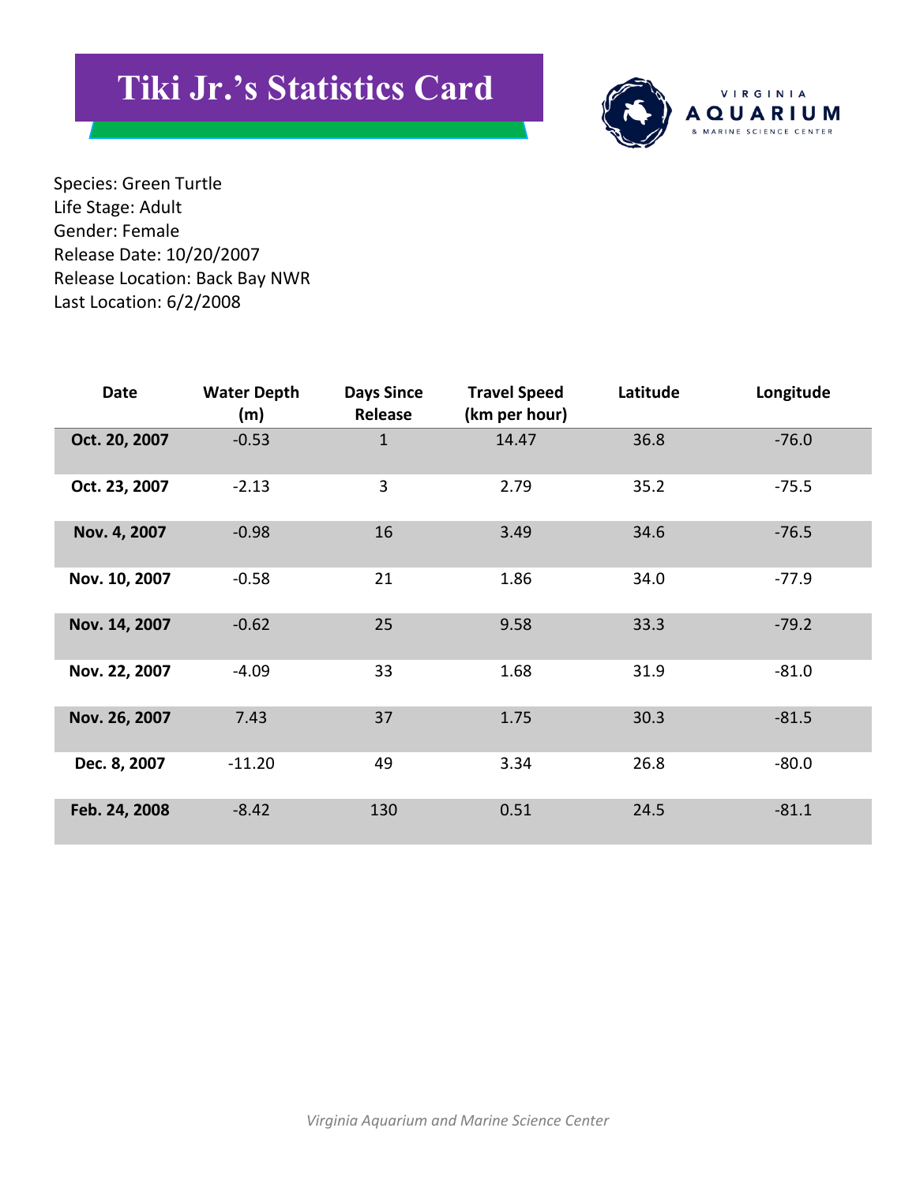# Tiki Jr.'s Statistics Card

VIRGINIA AQUARIUM & MARINE SCIENCE CENTER

Species: Green Turtle
Life Stage: Adult
Gender: Female
Release Date: 10/20/2007
Release Location: Back Bay NWR
Last Location: 6/2/2008

| Date | Water Depth (m) | Days Since Release | Travel Speed (km per hour) | Latitude | Longitude |
|---|---|---|---|---|---|
| **Oct. 20, 2007** | -0.53 | 1 | 14.47 | 36.8 | -76.0 |
| **Oct. 23, 2007** | -2.13 | 3 | 2.79 | 35.2 | -75.5 |
| **Nov. 4, 2007** | -0.98 | 16 | 3.49 | 34.6 | -76.5 |
| **Nov. 10, 2007** | -0.58 | 21 | 1.86 | 34.0 | -77.9 |
| **Nov. 14, 2007** | -0.62 | 25 | 9.58 | 33.3 | -79.2 |
| **Nov. 22, 2007** | -4.09 | 33 | 1.68 | 31.9 | -81.0 |
| **Nov. 26, 2007** | 7.43 | 37 | 1.75 | 30.3 | -81.5 |
| **Dec. 8, 2007** | -11.20 | 49 | 3.34 | 26.8 | -80.0 |
| **Feb. 24, 2008** | -8.42 | 130 | 0.51 | 24.5 | -81.1 |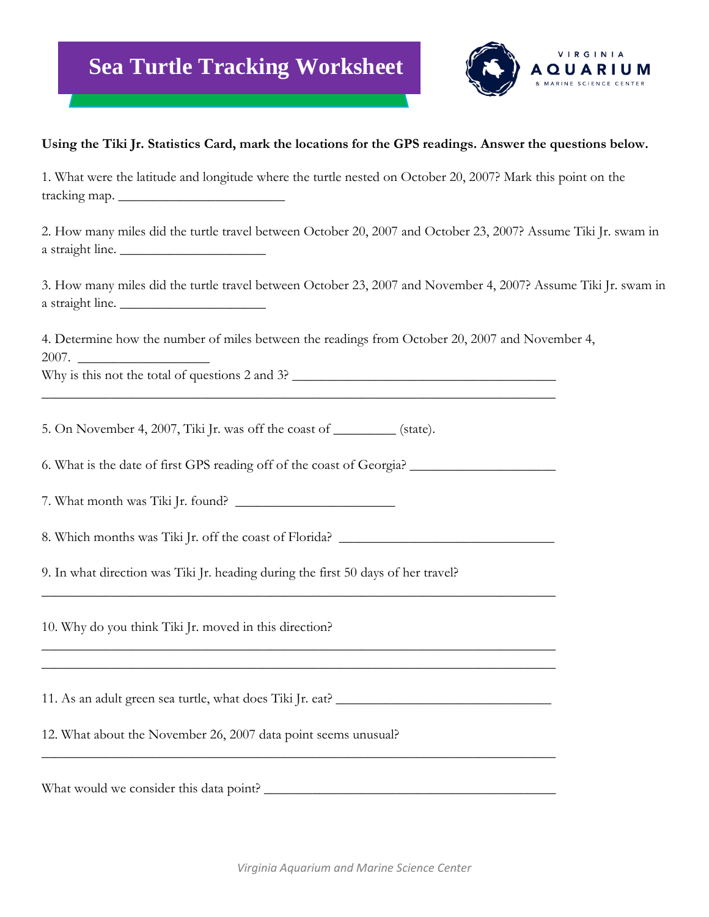# Sea Turtle Tracking Worksheet

VIRGINIA AQUARIUM & MARINE SCIENCE CENTER

**Using the Tiki Jr. Statistics Card, mark the locations for the GPS readings. Answer the questions below.**

1. What were the latitude and longitude where the turtle nested on October 20, 2007? Mark this point on the tracking map. ________________________

2. How many miles did the turtle travel between October 20, 2007 and October 23, 2007? Assume Tiki Jr. swam in a straight line. _____________________

3. How many miles did the turtle travel between October 23, 2007 and November 4, 2007? Assume Tiki Jr. swam in a straight line. _____________________

4. Determine how the number of miles between the readings from October 20, 2007 and November 4, 2007. ___________________
Why is this not the total of questions 2 and 3? ______________________________________
___________________________________________________________________________

5. On November 4, 2007, Tiki Jr. was off the coast of _________ (state).

6. What is the date of first GPS reading off of the coast of Georgia? _____________________

7. What month was Tiki Jr. found? _______________________

8. Which months was Tiki Jr. off the coast of Florida? _______________________________

9. In what direction was Tiki Jr. heading during the first 50 days of her travel?
___________________________________________________________________________

10. Why do you think Tiki Jr. moved in this direction?
___________________________________________________________________________
___________________________________________________________________________

11. As an adult green sea turtle, what does Tiki Jr. eat? _______________________________

12. What about the November 26, 2007 data point seems unusual?
___________________________________________________________________________

What would we consider this data point? __________________________________________